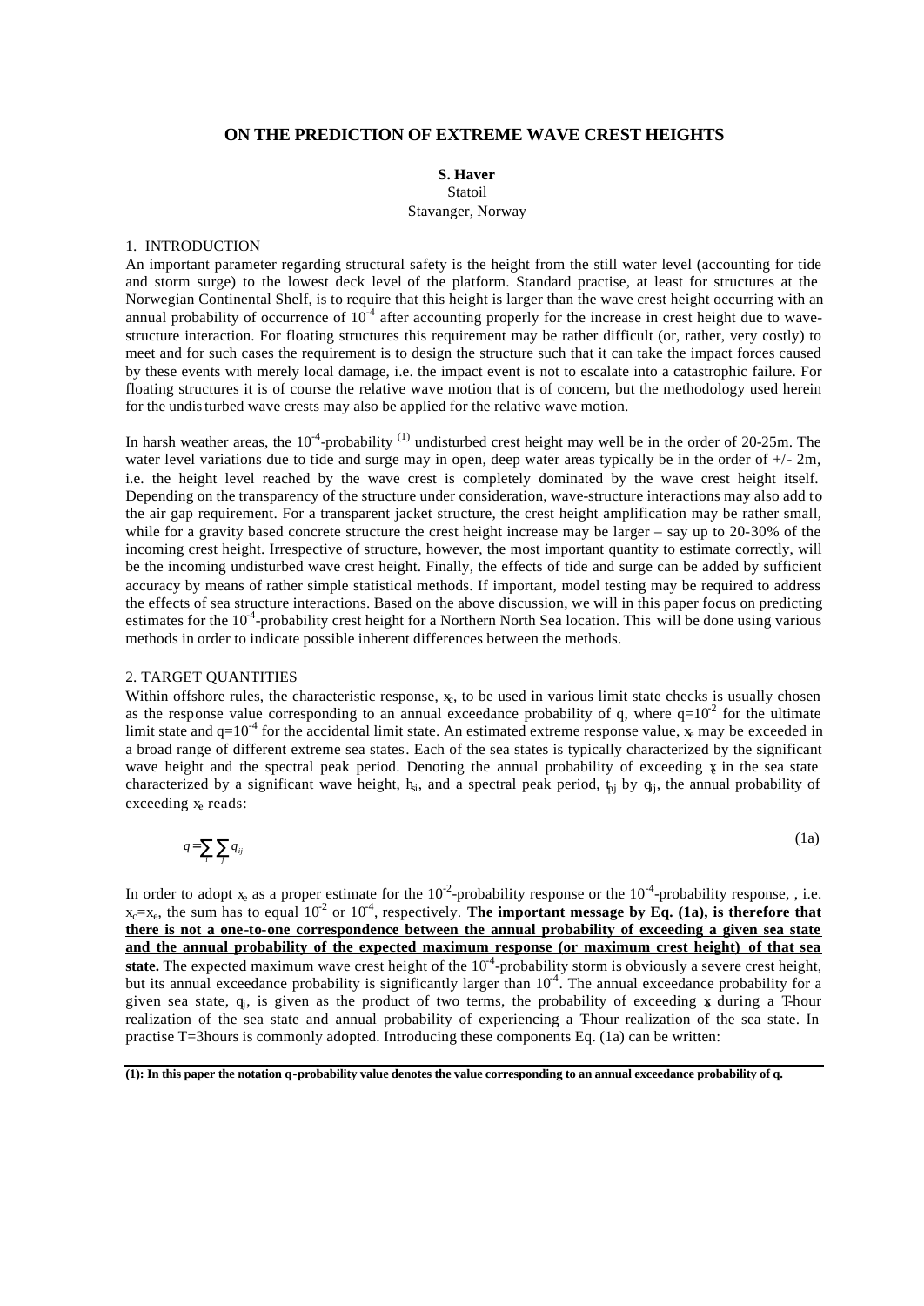# ON THE PREDICTION OF EXTREME WAVE CREST HEIGHTS

**S. Haver**
Statoil
Stavanger, Norway

## 1. INTRODUCTION

An important parameter regarding structural safety is the height from the still water level (accounting for tide and storm surge) to the lowest deck level of the platform. Standard practise, at least for structures at the Norwegian Continental Shelf, is to require that this height is larger than the wave crest height occurring with an annual probability of occurrence of $10^{-4}$ after accounting properly for the increase in crest height due to wave-structure interaction. For floating structures this requirement may be rather difficult (or, rather, very costly) to meet and for such cases the requirement is to design the structure such that it can take the impact forces caused by these events with merely local damage, i.e. the impact event is not to escalate into a catastrophic failure. For floating structures it is of course the relative wave motion that is of concern, but the methodology used herein for the undisturbed wave crests may also be applied for the relative wave motion.

In harsh weather areas, the $10^{-4}$-probability [(1)] undisturbed crest height may well be in the order of 20-25m. The water level variations due to tide and surge may in open, deep water areas typically be in the order of +/- 2m, i.e. the height level reached by the wave crest is completely dominated by the wave crest height itself. Depending on the transparency of the structure under consideration, wave-structure interactions may also add to the air gap requirement. For a transparent jacket structure, the crest height amplification may be rather small, while for a gravity based concrete structure the crest height increase may be larger – say up to 20-30% of the incoming crest height. Irrespective of structure, however, the most important quantity to estimate correctly, will be the incoming undisturbed wave crest height. Finally, the effects of tide and surge can be added by sufficient accuracy by means of rather simple statistical methods. If important, model testing may be required to address the effects of sea structure interactions. Based on the above discussion, we will in this paper focus on predicting estimates for the $10^{-4}$-probability crest height for a Northern North Sea location. This will be done using various methods in order to indicate possible inherent differences between the methods.

## 2. TARGET QUANTITIES

Within offshore rules, the characteristic response, $x_c$, to be used in various limit state checks is usually chosen as the response value corresponding to an annual exceedance probability of q, where $q=10^{-2}$ for the ultimate limit state and $q=10^{-4}$ for the accidental limit state. An estimated extreme response value, $x_e$ may be exceeded in a broad range of different extreme sea states. Each of the sea states is typically characterized by the significant wave height and the spectral peak period. Denoting the annual probability of exceeding $x_e$ in the sea state characterized by a significant wave height, $h_{si}$, and a spectral peak period, $t_{pj}$ by $q_{ij}$, the annual probability of exceeding $x_e$ reads:

$$q = \sum_i \sum_j q_{ij} \tag{1a}$$

In order to adopt $x_e$ as a proper estimate for the $10^{-2}$-probability response or the $10^{-4}$-probability response, , i.e. $x_c=x_e$, the sum has to equal $10^{-2}$ or $10^{-4}$, respectively. **The important message by Eq. (1a), is therefore that there is not a one-to-one correspondence between the annual probability of exceeding a given sea state and the annual probability of the expected maximum response (or maximum crest height) of that sea state.** The expected maximum wave crest height of the $10^{-4}$-probability storm is obviously a severe crest height, but its annual exceedance probability is significantly larger than $10^{-4}$. The annual exceedance probability for a given sea state, $q_{ij}$, is given as the product of two terms, the probability of exceeding $x_e$ during a T-hour realization of the sea state and annual probability of experiencing a T-hour realization of the sea state. In practise T=3hours is commonly adopted. Introducing these components Eq. (1a) can be written:

**(1): In this paper the notation q-probability value denotes the value corresponding to an annual exceedance probability of q.**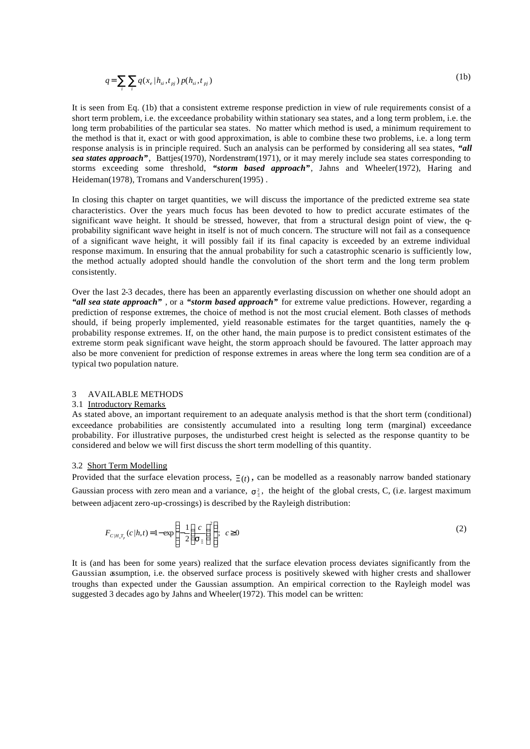$$q = \sum_i \sum_i q(x_e \,|\, h_{si}, t_{pj})\, p(h_{si}, t_{pj}) \tag{1b}$$

It is seen from Eq. (1b) that a consistent extreme response prediction in view of rule requirements consist of a short term problem, i.e. the exceedance probability within stationary sea states, and a long term problem, i.e. the long term probabilities of the particular sea states. No matter which method is used, a minimum requirement to the method is that it, exact or with good approximation, is able to combine these two problems, i.e. a long term response analysis is in principle required. Such an analysis can be performed by considering all sea states, ***"all sea states approach"***, Battjes(1970), Nordenstrøm(1971), or it may merely include sea states corresponding to storms exceeding some threshold, ***"storm based approach"***, Jahns and Wheeler(1972), Haring and Heideman(1978), Tromans and Vanderschuren(1995) .

In closing this chapter on target quantities, we will discuss the importance of the predicted extreme sea state characteristics. Over the years much focus has been devoted to how to predict accurate estimates of the significant wave height. It should be stressed, however, that from a structural design point of view, the q-probability significant wave height in itself is not of much concern. The structure will not fail as a consequence of a significant wave height, it will possibly fail if its final capacity is exceeded by an extreme individual response maximum. In ensuring that the annual probability for such a catastrophic scenario is sufficiently low, the method actually adopted should handle the convolution of the short term and the long term problem consistently.

Over the last 2-3 decades, there has been an apparently everlasting discussion on whether one should adopt an ***"all sea state approach"*** , or a ***"storm based approach"*** for extreme value predictions. However, regarding a prediction of response extremes, the choice of method is not the most crucial element. Both classes of methods should, if being properly implemented, yield reasonable estimates for the target quantities, namely the q-probability response extremes. If, on the other hand, the main purpose is to predict consistent estimates of the extreme storm peak significant wave height, the storm approach should be favoured. The latter approach may also be more convenient for prediction of response extremes in areas where the long term sea condition are of a typical two population nature.

## 3 AVAILABLE METHODS

### 3.1 Introductory Remarks

As stated above, an important requirement to an adequate analysis method is that the short term (conditional) exceedance probabilities are consistently accumulated into a resulting long term (marginal) exceedance probability. For illustrative purposes, the undisturbed crest height is selected as the response quantity to be considered and below we will first discuss the short term modelling of this quantity.

### 3.2 Short Term Modelling

Provided that the surface elevation process, $\Xi(t)$, can be modelled as a reasonably narrow banded stationary Gaussian process with zero mean and a variance, $\sigma_{\Xi}^2$, the height of the global crests, C, (i.e. largest maximum between adjacent zero-up-crossings) is described by the Rayleigh distribution:

$$F_{C|H_s T_p}(c\,|\,h,t) = 1 - \exp\left\{-\frac{1}{2}\left(\frac{c}{\sigma_{\Xi}}\right)^2\right\}; \quad c \geq 0 \tag{2}$$

It is (and has been for some years) realized that the surface elevation process deviates significantly from the Gaussian assumption, i.e. the observed surface process is positively skewed with higher crests and shallower troughs than expected under the Gaussian assumption. An empirical correction to the Rayleigh model was suggested 3 decades ago by Jahns and Wheeler(1972). This model can be written: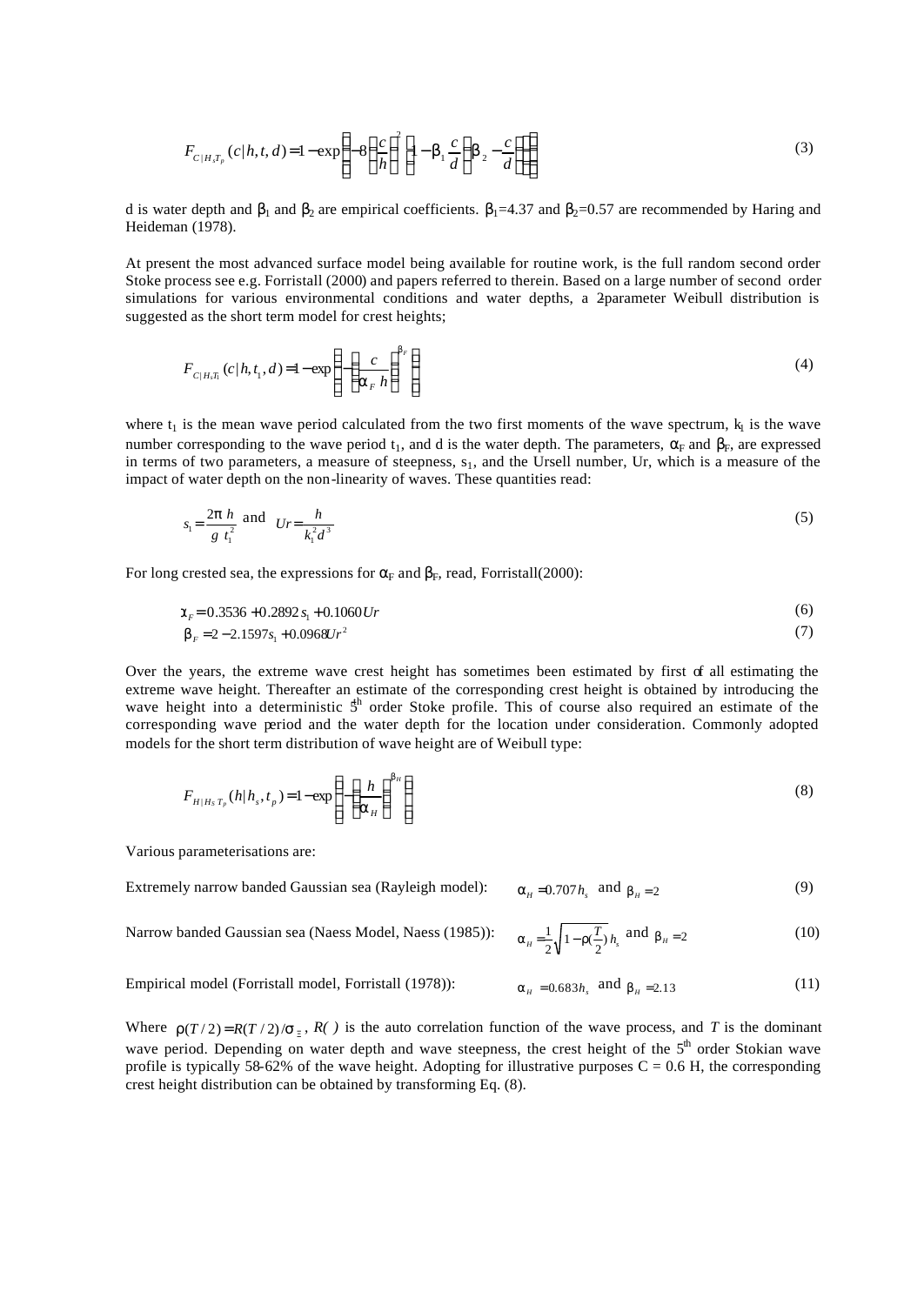$$F_{C|H,T_p}(c|h,t,d) = 1 - \exp\left(-8\left(\frac{c}{h}\right)^2\left(1 - \beta_1 \frac{c}{d}\left(\beta_2 - \frac{c}{d}\right)\right)\right) \tag{3}$$

d is water depth and $\beta_1$ and $\beta_2$ are empirical coefficients. $\beta_1$=4.37 and $\beta_2$=0.57 are recommended by Haring and Heideman (1978).

At present the most advanced surface model being available for routine work, is the full random second order Stoke process see e.g. Forristall (2000) and papers referred to therein. Based on a large number of second order simulations for various environmental conditions and water depths, a 2-parameter Weibull distribution is suggested as the short term model for crest heights;

$$F_{C|H,T_1}(c|h,t_1,d) = 1 - \exp\left(-\left(\frac{c}{\alpha_F h}\right)^{\beta_F}\right) \tag{4}$$

where $t_1$ is the mean wave period calculated from the two first moments of the wave spectrum, $k_1$ is the wave number corresponding to the wave period $t_1$, and d is the water depth. The parameters, $\alpha_F$ and $\beta_F$, are expressed in terms of two parameters, a measure of steepness, $s_1$, and the Ursell number, Ur, which is a measure of the impact of water depth on the non-linearity of waves. These quantities read:

$$s_1 = \frac{2\pi}{g}\frac{h}{t_1^2} \quad \text{and} \quad Ur = \frac{h}{k_1^2 d^3} \tag{5}$$

For long crested sea, the expressions for $\alpha_F$ and $\beta_F$, read, Forristall(2000):

$$\alpha_F = 0.3536 + 0.2892\, s_1 + 0.1060\, Ur \tag{6}$$

$$\beta_F = 2 - 2.1597 s_1 + 0.0968 Ur^2 \tag{7}$$

Over the years, the extreme wave crest height has sometimes been estimated by first of all estimating the extreme wave height. Thereafter an estimate of the corresponding crest height is obtained by introducing the wave height into a deterministic 5th order Stoke profile. This of course also required an estimate of the corresponding wave period and the water depth for the location under consideration. Commonly adopted models for the short term distribution of wave height are of Weibull type:

$$F_{H|H_S T_p}(h|h_s,t_p) = 1 - \exp\left(-\left(\frac{h}{\alpha_H}\right)^{\beta_H}\right) \tag{8}$$

Various parameterisations are:

Extremely narrow banded Gaussian sea (Rayleigh model): $\alpha_H = 0.707 h_s$ and $\beta_H = 2$ (9)

Narrow banded Gaussian sea (Naess Model, Naess (1985)): $\alpha_H = \frac{1}{2}\sqrt{1 - \rho(\frac{T}{2})}\, h_s$ and $\beta_H = 2$ (10)

Empirical model (Forristall model, Forristall (1978)): $\alpha_H = 0.683 h_s$ and $\beta_H = 2.13$ (11)

Where $\rho(T/2) = R(T/2)/\sigma_\Xi$, *R( )* is the auto correlation function of the wave process, and *T* is the dominant wave period. Depending on water depth and wave steepness, the crest height of the 5th order Stokian wave profile is typically 58-62% of the wave height. Adopting for illustrative purposes C = 0.6 H, the corresponding crest height distribution can be obtained by transforming Eq. (8).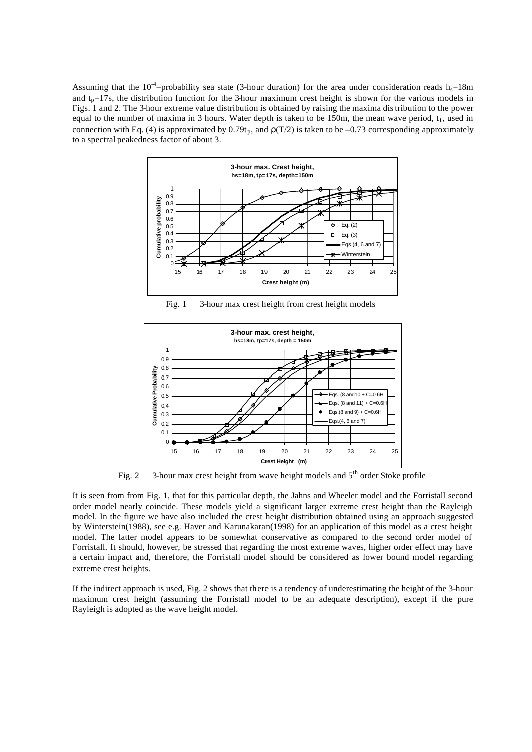Assuming that the $10^{-4}$–probability sea state (3-hour duration) for the area under consideration reads $h_s$=18m and $t_p$=17s, the distribution function for the 3-hour maximum crest height is shown for the various models in Figs. 1 and 2. The 3-hour extreme value distribution is obtained by raising the maxima distribution to the power equal to the number of maxima in 3 hours. Water depth is taken to be 150m, the mean wave period, $t_1$, used in connection with Eq. (4) is approximated by $0.79t_p$, and $\rho(T/2)$ is taken to be –0.73 corresponding approximately to a spectral peakedness factor of about 3.

3-hour max. Crest height,
hs=18m, tp=17s, depth=150m

Cumulative probability

0, 0.1, 0.2, 0.3, 0.4, 0.5, 0.6, 0.7, 0.8, 0.9, 1

15, 16, 17, 18, 19, 20, 21, 22, 23, 24, 25

Crest height (m)

Eq. (2)
Eq. (3)
Eqs.(4, 6 and 7)
Winterstein

Fig. 1 3-hour max crest height from crest height models

3-hour max. crest height,
hs=18m, tp=17s, depth = 150m

Cumulative Probability

0, 0,1, 0,2, 0,3, 0,4, 0,5, 0,6, 0,7, 0,8, 0,9, 1

15, 16, 17, 18, 19, 20, 21, 22, 23, 24, 25

Crest Height (m)

Eqs. (8 and10 + C=0.6H
Eqs. (8 and 11) + C=0.6H
Eqs.(8 and 9) + C=0.6H
Eqs.(4, 6 and 7)

Fig. 2 3-hour max crest height from wave height models and 5th order Stoke profile

It is seen from from Fig. 1, that for this particular depth, the Jahns and Wheeler model and the Forristall second order model nearly coincide. These models yield a significant larger extreme crest height than the Rayleigh model. In the figure we have also included the crest height distribution obtained using an approach suggested by Winterstein(1988), see e.g. Haver and Karunakaran(1998) for an application of this model as a crest height model. The latter model appears to be somewhat conservative as compared to the second order model of Forristall. It should, however, be stressed that regarding the most extreme waves, higher order effect may have a certain impact and, therefore, the Forristall model should be considered as lower bound model regarding extreme crest heights.

If the indirect approach is used, Fig. 2 shows that there is a tendency of underestimating the height of the 3-hour maximum crest height (assuming the Forristall model to be an adequate description), except if the pure Rayleigh is adopted as the wave height model.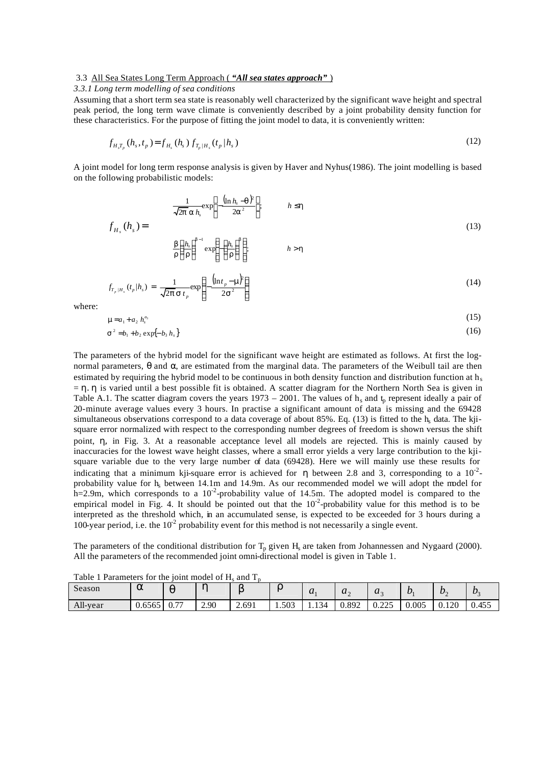3.3 All Sea States Long Term Approach ( ***"All sea states approach"*** )

*3.3.1 Long term modelling of sea conditions*

Assuming that a short term sea state is reasonably well characterized by the significant wave height and spectral peak period, the long term wave climate is conveniently described by a joint probability density function for these characteristics. For the purpose of fitting the joint model to data, it is conveniently written:

$$f_{H_sT_p}(h_s,t_p) = f_{H_s}(h_s)\, f_{T_p|H_s}(t_p|h_s) \tag{12}$$

A joint model for long term response analysis is given by Haver and Nyhus(1986). The joint modelling is based on the following probabilistic models:

$$f_{H_s}(h_s) = \begin{cases} \dfrac{1}{\sqrt{2\pi}\,\alpha\, h_s}\exp\left\{-\dfrac{(\ln h_s - \theta)^2}{2\alpha^2}\right\}; & h \le \eta \\[2ex] \dfrac{\beta}{\rho}\left(\dfrac{h_s}{\rho}\right)^{\beta-1}\exp\left\{-\left(\dfrac{h_s}{\rho}\right)^{\beta}\right\}; & h > \eta \end{cases} \tag{13}$$

$$f_{T_p|H_s}(t_p|h_s) = \frac{1}{\sqrt{2\pi}\,\sigma\, t_p}\exp\left\{-\frac{(\ln t_p - \mu)^2}{2\sigma^2}\right\} \tag{14}$$

where:

$$\mu = a_1 + a_2\, h_s^{a_3} \tag{15}$$

$$\sigma^2 = b_1 + b_2\exp\{-b_3\, h_s\} \tag{16}$$

The parameters of the hybrid model for the significant wave height are estimated as follows. At first the log-normal parameters, $\theta$ and $\alpha$, are estimated from the marginal data. The parameters of the Weibull tail are then estimated by requiring the hybrid model to be continuous in both density function and distribution function at $h_s = \eta$. $\eta$ is varied until a best possible fit is obtained. A scatter diagram for the Northern North Sea is given in Table A.1. The scatter diagram covers the years 1973 – 2001. The values of $h_s$ and $t_p$ represent ideally a pair of 20-minute average values every 3 hours. In practise a significant amount of data is missing and the 69428 simultaneous observations correspond to a data coverage of about 85%. Eq. (13) is fitted to the $h_s$ data. The kji-square error normalized with respect to the corresponding number degrees of freedom is shown versus the shift point, $\eta$, in Fig. 3. At a reasonable acceptance level all models are rejected. This is mainly caused by inaccuracies for the lowest wave height classes, where a small error yields a very large contribution to the kji-square variable due to the very large number of data (69428). Here we will mainly use these results for indicating that a minimum kji-square error is achieved for $\eta$ between 2.8 and 3, corresponding to a $10^{-2}$-probability value for $h_s$ between 14.1m and 14.9m. As our recommended model we will adopt the model for h=2.9m, which corresponds to a $10^{-2}$-probability value of 14.5m. The adopted model is compared to the empirical model in Fig. 4. It should be pointed out that the $10^{-2}$-probability value for this method is to be interpreted as the threshold which, in an accumulated sense, is expected to be exceeded for 3 hours during a 100-year period, i.e. the $10^{-2}$ probability event for this method is not necessarily a single event.

The parameters of the conditional distribution for $T_p$ given $H_s$ are taken from Johannessen and Nygaard (2000). All the parameters of the recommended joint omni-directional model is given in Table 1.

Table 1 Parameters for the joint model of $H_s$ and $T_p$

| Season | $\alpha$ | $\theta$ | $\eta$ | $\beta$ | $\rho$ | $a_1$ | $a_2$ | $a_3$ | $b_1$ | $b_2$ | $b_3$ |
|---|---|---|---|---|---|---|---|---|---|---|---|
| All-year | 0.6565 | 0.77 | 2.90 | 2.691 | 1.503 | 1.134 | 0.892 | 0.225 | 0.005 | 0.120 | 0.455 |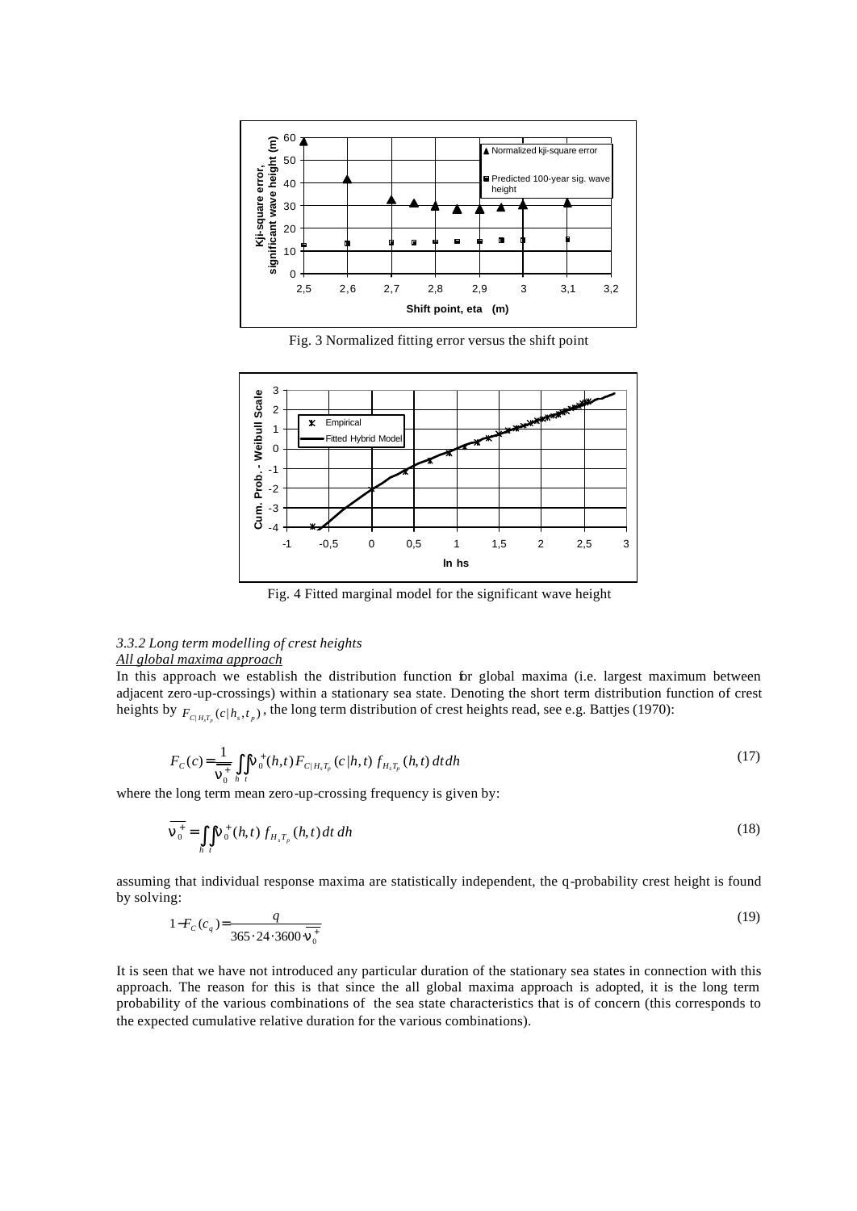Fig. 3 Normalized fitting error versus the shift point

Fig. 4 Fitted marginal model for the significant wave height

*3.3.2 Long term modelling of crest heights*

*All global maxima approach*

In this approach we establish the distribution function for global maxima (i.e. largest maximum between adjacent zero-up-crossings) within a stationary sea state. Denoting the short term distribution function of crest heights by $F_{C|H_s T_p}(c|h_s, t_p)$, the long term distribution of crest heights read, see e.g. Battjes (1970):

$$F_C(c) = \frac{1}{\overline{\nu_0^+}} \int_h \int_t \nu_0^+(h,t) F_{C|H_s T_p}(c|h,t) \, f_{H_s T_p}(h,t) \, dt \, dh \tag{17}$$

where the long term mean zero-up-crossing frequency is given by:

$$\overline{\nu_0^+} = \int_h \int_t \nu_0^+(h,t) \, f_{H_s T_p}(h,t) \, dt \, dh \tag{18}$$

assuming that individual response maxima are statistically independent, the q-probability crest height is found by solving:

$$1 - F_C(c_q) = \frac{q}{365 \cdot 24 \cdot 3600 \cdot \overline{\nu_0^+}} \tag{19}$$

It is seen that we have not introduced any particular duration of the stationary sea states in connection with this approach. The reason for this is that since the all global maxima approach is adopted, it is the long term probability of the various combinations of the sea state characteristics that is of concern (this corresponds to the expected cumulative relative duration for the various combinations).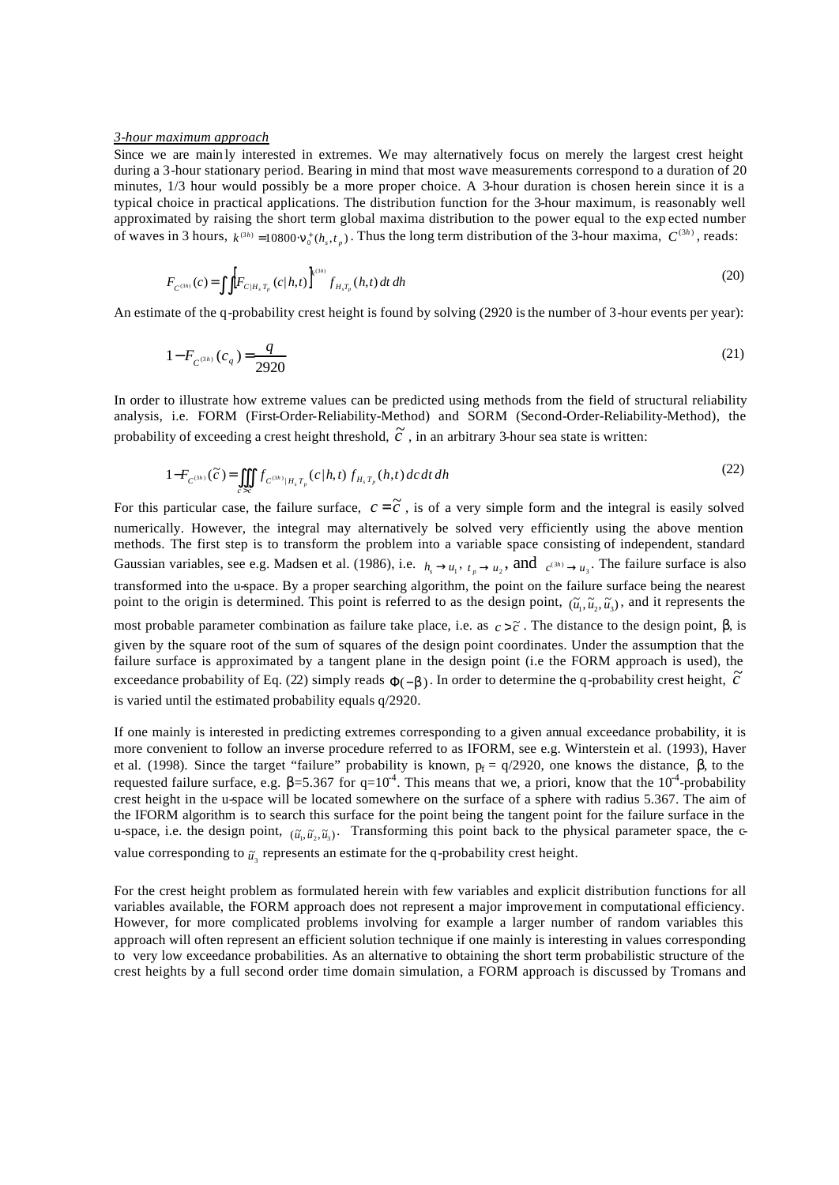*3-hour maximum approach*

Since we are mainly interested in extremes. We may alternatively focus on merely the largest crest height during a 3-hour stationary period. Bearing in mind that most wave measurements correspond to a duration of 20 minutes, 1/3 hour would possibly be a more proper choice. A 3-hour duration is chosen herein since it is a typical choice in practical applications. The distribution function for the 3-hour maximum, is reasonably well approximated by raising the short term global maxima distribution to the power equal to the expected number of waves in 3 hours, $k^{(3h)} = 10800 \cdot \nu_0^+(h_s, t_p)$. Thus the long term distribution of the 3-hour maxima, $C^{(3h)}$, reads:

$$F_{C^{(3h)}}(c) = \int\int \left[F_{C|H_s T_p}(c|h,t)\right]^{k^{(3h)}} f_{H_s T_p}(h,t)\, dt\, dh \tag{20}$$

An estimate of the q-probability crest height is found by solving (2920 is the number of 3-hour events per year):

$$1 - F_{C^{(3h)}}(c_q) = \frac{q}{2920} \tag{21}$$

In order to illustrate how extreme values can be predicted using methods from the field of structural reliability analysis, i.e. FORM (First-Order-Reliability-Method) and SORM (Second-Order-Reliability-Method), the probability of exceeding a crest height threshold, $\tilde{c}$, in an arbitrary 3-hour sea state is written:

$$1 - F_{C^{(3h)}}(\tilde{c}) = \iiint_{c>\tilde{c}} f_{C^{(3h)}|H_s T_p}(c|h,t)\, f_{H_s T_p}(h,t)\, dc\, dt\, dh \tag{22}$$

For this particular case, the failure surface, $c = \tilde{c}$, is of a very simple form and the integral is easily solved numerically. However, the integral may alternatively be solved very efficiently using the above mention methods. The first step is to transform the problem into a variable space consisting of independent, standard Gaussian variables, see e.g. Madsen et al. (1986), i.e. $h_s \rightarrow u_1$, $t_p \rightarrow u_2$, and $c^{(3h)} \rightarrow u_3$. The failure surface is also transformed into the u-space. By a proper searching algorithm, the point on the failure surface being the nearest point to the origin is determined. This point is referred to as the design point, $(\tilde{u}_1, \tilde{u}_2, \tilde{u}_3)$, and it represents the most probable parameter combination as failure take place, i.e. as $c > \tilde{c}$. The distance to the design point, $\beta$, is given by the square root of the sum of squares of the design point coordinates. Under the assumption that the failure surface is approximated by a tangent plane in the design point (i.e the FORM approach is used), the exceedance probability of Eq. (22) simply reads $\Phi(-\beta)$. In order to determine the q-probability crest height, $\tilde{c}$ is varied until the estimated probability equals q/2920.

If one mainly is interested in predicting extremes corresponding to a given annual exceedance probability, it is more convenient to follow an inverse procedure referred to as IFORM, see e.g. Winterstein et al. (1993), Haver et al. (1998). Since the target "failure" probability is known, $p_f = q/2920$, one knows the distance, $\beta$, to the requested failure surface, e.g. $\beta$=5.367 for $q=10^{-4}$. This means that we, a priori, know that the $10^{-4}$-probability crest height in the u-space will be located somewhere on the surface of a sphere with radius 5.367. The aim of the IFORM algorithm is to search this surface for the point being the tangent point for the failure surface in the u-space, i.e. the design point, $(\tilde{u}_1, \tilde{u}_2, \tilde{u}_3)$. Transforming this point back to the physical parameter space, the c-value corresponding to $\tilde{u}_3$ represents an estimate for the q-probability crest height.

For the crest height problem as formulated herein with few variables and explicit distribution functions for all variables available, the FORM approach does not represent a major improvement in computational efficiency. However, for more complicated problems involving for example a larger number of random variables this approach will often represent an efficient solution technique if one mainly is interesting in values corresponding to very low exceedance probabilities. As an alternative to obtaining the short term probabilistic structure of the crest heights by a full second order time domain simulation, a FORM approach is discussed by Tromans and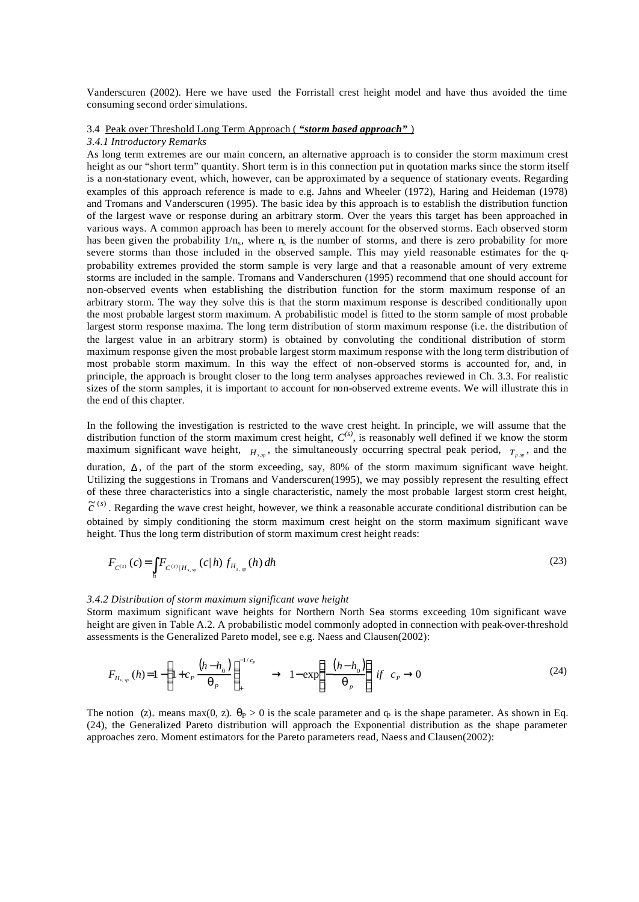Vanderscuren (2002). Here we have used the Forristall crest height model and have thus avoided the time consuming second order simulations.

### 3.4 Peak over Threshold Long Term Approach ( ***"storm based approach"*** )

#### *3.4.1 Introductory Remarks*

As long term extremes are our main concern, an alternative approach is to consider the storm maximum crest height as our "short term" quantity. Short term is in this connection put in quotation marks since the storm itself is a non-stationary event, which, however, can be approximated by a sequence of stationary events. Regarding examples of this approach reference is made to e.g. Jahns and Wheeler (1972), Haring and Heideman (1978) and Tromans and Vanderscuren (1995). The basic idea by this approach is to establish the distribution function of the largest wave or response during an arbitrary storm. Over the years this target has been approached in various ways. A common approach has been to merely account for the observed storms. Each observed storm has been given the probability $1/n_s$, where $n_s$ is the number of storms, and there is zero probability for more severe storms than those included in the observed sample. This may yield reasonable estimates for the q-probability extremes provided the storm sample is very large and that a reasonable amount of very extreme storms are included in the sample. Tromans and Vanderschuren (1995) recommend that one should account for non-observed events when establishing the distribution function for the storm maximum response of an arbitrary storm. The way they solve this is that the storm maximum response is described conditionally upon the most probable largest storm maximum. A probabilistic model is fitted to the storm sample of most probable largest storm response maxima. The long term distribution of storm maximum response (i.e. the distribution of the largest value in an arbitrary storm) is obtained by convoluting the conditional distribution of storm maximum response given the most probable largest storm maximum response with the long term distribution of most probable storm maximum. In this way the effect of non-observed storms is accounted for, and, in principle, the approach is brought closer to the long term analyses approaches reviewed in Ch. 3.3. For realistic sizes of the storm samples, it is important to account for non-observed extreme events. We will illustrate this in the end of this chapter.

In the following the investigation is restricted to the wave crest height. In principle, we will assume that the distribution function of the storm maximum crest height, $C^{(s)}$, is reasonably well defined if we know the storm maximum significant wave height, $H_{s,sp}$, the simultaneously occurring spectral peak period, $T_{p,sp}$, and the duration, $\Delta$, of the part of the storm exceeding, say, 80% of the storm maximum significant wave height. Utilizing the suggestions in Tromans and Vanderscuren(1995), we may possibly represent the resulting effect of these three characteristics into a single characteristic, namely the most probable largest storm crest height, $\tilde{C}^{(s)}$. Regarding the wave crest height, however, we think a reasonable accurate conditional distribution can be obtained by simply conditioning the storm maximum crest height on the storm maximum significant wave height. Thus the long term distribution of storm maximum crest height reads:

$$F_{C^{(s)}}(c) = \int_h F_{C^{(s)}|H_{s,sp}}(c|h)\, f_{H_{s,sp}}(h)\, dh \tag{23}$$

#### *3.4.2 Distribution of storm maximum significant wave height*

Storm maximum significant wave heights for Northern North Sea storms exceeding 10m significant wave height are given in Table A.2. A probabilistic model commonly adopted in connection with peak-over-threshold assessments is the Generalized Pareto model, see e.g. Naess and Clausen(2002):

$$F_{H_{s,sp}}(h) = 1 - \left(1 + c_P \frac{(h-h_0)}{\theta_P}\right)_+^{-1/c_P} \quad \rightarrow \quad 1 - \exp\left(-\frac{(h-h_0)}{\theta_p}\right) \; if \;\; c_P \rightarrow 0 \tag{24}$$

The notion $(z)_+$ means max(0, z). $\theta_P > 0$ is the scale parameter and $c_P$ is the shape parameter. As shown in Eq. (24), the Generalized Pareto distribution will approach the Exponential distribution as the shape parameter approaches zero. Moment estimators for the Pareto parameters read, Naess and Clausen(2002):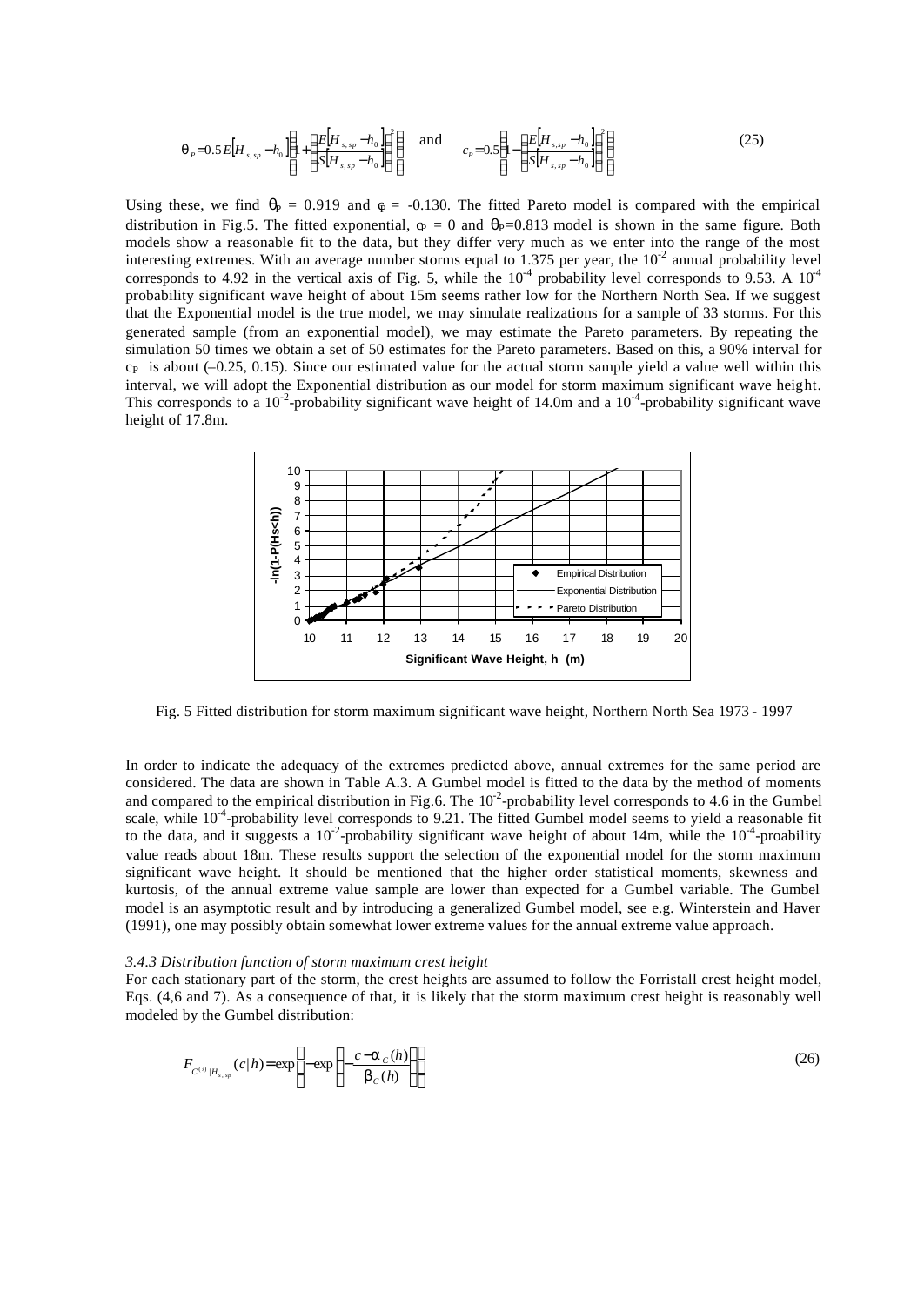$$\theta_P = 0.5 E[H_{s,sp} - h_0]\left(1 + \left(\frac{E[H_{s,sp} - h_0]}{S[H_{s,sp} - h_0]}\right)^2\right) \quad \text{and} \quad c_P = 0.5\left(1 - \left(\frac{E[H_{s,sp} - h_0]}{S[H_{s,sp} - h_0]}\right)^2\right) \tag{25}$$

Using these, we find $\theta_P$ = 0.919 and $c_P$ = -0.130. The fitted Pareto model is compared with the empirical distribution in Fig.5. The fitted exponential, $c_P$ = 0 and $\theta_P$=0.813 model is shown in the same figure. Both models show a reasonable fit to the data, but they differ very much as we enter into the range of the most interesting extremes. With an average number storms equal to 1.375 per year, the $10^{-2}$ annual probability level corresponds to 4.92 in the vertical axis of Fig. 5, while the $10^{-4}$ probability level corresponds to 9.53. A $10^{-4}$ probability significant wave height of about 15m seems rather low for the Northern North Sea. If we suggest that the Exponential model is the true model, we may simulate realizations for a sample of 33 storms. For this generated sample (from an exponential model), we may estimate the Pareto parameters. By repeating the simulation 50 times we obtain a set of 50 estimates for the Pareto parameters. Based on this, a 90% interval for $c_P$ is about (–0.25, 0.15). Since our estimated value for the actual storm sample yield a value well within this interval, we will adopt the Exponential distribution as our model for storm maximum significant wave height. This corresponds to a $10^{-2}$-probability significant wave height of 14.0m and a $10^{-4}$-probability significant wave height of 17.8m.

-ln(1-P(Hs<h))
0
1
2
3
4
5
6
7
8
9
10
10
11
12
13
14
15
16
17
18
19
20
Significant Wave Height, h (m)
Empirical Distribution
Exponential Distribution
Pareto Distribution

Fig. 5 Fitted distribution for storm maximum significant wave height, Northern North Sea 1973 - 1997

In order to indicate the adequacy of the extremes predicted above, annual extremes for the same period are considered. The data are shown in Table A.3. A Gumbel model is fitted to the data by the method of moments and compared to the empirical distribution in Fig.6. The $10^{-2}$-probability level corresponds to 4.6 in the Gumbel scale, while $10^{-4}$-probability level corresponds to 9.21. The fitted Gumbel model seems to yield a reasonable fit to the data, and it suggests a $10^{-2}$-probability significant wave height of about 14m, while the $10^{-4}$-proability value reads about 18m. These results support the selection of the exponential model for the storm maximum significant wave height. It should be mentioned that the higher order statistical moments, skewness and kurtosis, of the annual extreme value sample are lower than expected for a Gumbel variable. The Gumbel model is an asymptotic result and by introducing a generalized Gumbel model, see e.g. Winterstein and Haver (1991), one may possibly obtain somewhat lower extreme values for the annual extreme value approach.

### *3.4.3 Distribution function of storm maximum crest height*

For each stationary part of the storm, the crest heights are assumed to follow the Forristall crest height model, Eqs. (4,6 and 7). As a consequence of that, it is likely that the storm maximum crest height is reasonably well modeled by the Gumbel distribution:

$$F_{C^{(s)}|H_{s,sp}}(c|h) = \exp\left\{-\exp\left(-\frac{c - \alpha_C(h)}{\beta_C(h)}\right)\right\} \tag{26}$$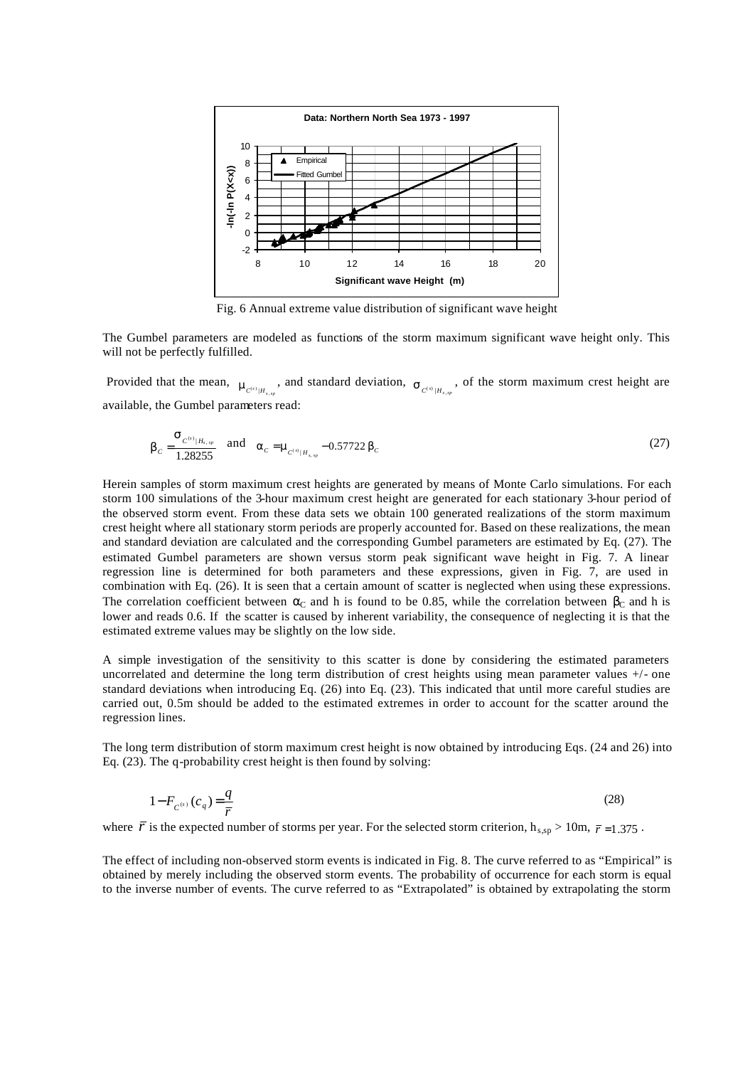Data: Northern North Sea 1973 - 1997

-ln(-ln P(X<x))

10
8
6
4
2
0
-2

8 10 12 14 16 18 20

Significant wave Height (m)

Empirical

Fitted Gumbel

Fig. 6 Annual extreme value distribution of significant wave height

The Gumbel parameters are modeled as functions of the storm maximum significant wave height only. This will not be perfectly fulfilled.

Provided that the mean, $\mu_{C^{(s)}|H_{s,sp}}$, and standard deviation, $\sigma_{C^{(s)}|H_{s,sp}}$, of the storm maximum crest height are available, the Gumbel parameters read:

$$\beta_C = \frac{\sigma_{C^{(s)}|H_{s,sp}}}{1.28255} \quad \text{and} \quad \alpha_C = \mu_{C^{(s)}|H_{s,sp}} - 0.57722\,\beta_C \tag{27}$$

Herein samples of storm maximum crest heights are generated by means of Monte Carlo simulations. For each storm 100 simulations of the 3-hour maximum crest height are generated for each stationary 3-hour period of the observed storm event. From these data sets we obtain 100 generated realizations of the storm maximum crest height where all stationary storm periods are properly accounted for. Based on these realizations, the mean and standard deviation are calculated and the corresponding Gumbel parameters are estimated by Eq. (27). The estimated Gumbel parameters are shown versus storm peak significant wave height in Fig. 7. A linear regression line is determined for both parameters and these expressions, given in Fig. 7, are used in combination with Eq. (26). It is seen that a certain amount of scatter is neglected when using these expressions. The correlation coefficient between $\alpha_C$ and h is found to be 0.85, while the correlation between $\beta_C$ and h is lower and reads 0.6. If the scatter is caused by inherent variability, the consequence of neglecting it is that the estimated extreme values may be slightly on the low side.

A simple investigation of the sensitivity to this scatter is done by considering the estimated parameters uncorrelated and determine the long term distribution of crest heights using mean parameter values +/- one standard deviations when introducing Eq. (26) into Eq. (23). This indicated that until more careful studies are carried out, 0.5m should be added to the estimated extremes in order to account for the scatter around the regression lines.

The long term distribution of storm maximum crest height is now obtained by introducing Eqs. (24 and 26) into Eq. (23). The q-probability crest height is then found by solving:

$$1 - F_{C^{(s)}}(c_q) = \frac{q}{\bar{r}} \tag{28}$$

where $\bar{r}$ is the expected number of storms per year. For the selected storm criterion, $h_{s,sp} > 10\text{m}$, $\bar{r} = 1.375$.

The effect of including non-observed storm events is indicated in Fig. 8. The curve referred to as "Empirical" is obtained by merely including the observed storm events. The probability of occurrence for each storm is equal to the inverse number of events. The curve referred to as "Extrapolated" is obtained by extrapolating the storm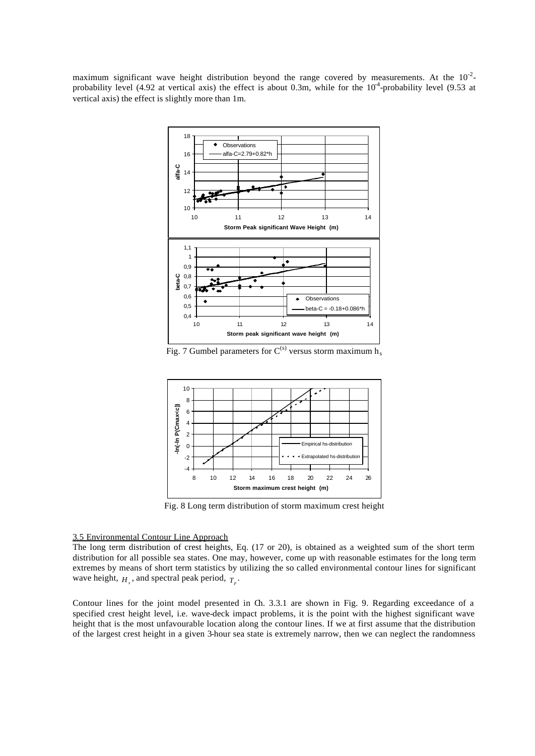maximum significant wave height distribution beyond the range covered by measurements. At the $10^{-2}$-probability level (4.92 at vertical axis) the effect is about 0.3m, while for the $10^{-4}$-probability level (9.53 at vertical axis) the effect is slightly more than 1m.

18
16
14
12
10
alfa-C
Observations
alfa-C=2.79+0.82*h
10
11
12
13
14
Storm Peak significant Wave Height (m)

1,1
1
0,9
0,8
0,7
0,6
0,5
0,4
beta-C
Observations
beta-C = -0.18+0.086*h
10
11
12
13
14
Storm peak significant wave height (m)

Fig. 7 Gumbel parameters for $C^{(s)}$ versus storm maximum $h_s$

10
8
6
4
2
0
-2
-4
-ln(-ln P(Cmax<c))
Empirical hs-distribution
Extrapolated hs-distribution
8
10
12
14
16
18
20
22
24
26
Storm maximum crest height (m)

Fig. 8 Long term distribution of storm maximum crest height

3.5 Environmental Contour Line Approach

The long term distribution of crest heights, Eq. (17 or 20), is obtained as a weighted sum of the short term distribution for all possible sea states. One may, however, come up with reasonable estimates for the long term extremes by means of short term statistics by utilizing the so called environmental contour lines for significant wave height, $H_s$, and spectral peak period, $T_p$.

Contour lines for the joint model presented in Ch. 3.3.1 are shown in Fig. 9. Regarding exceedance of a specified crest height level, i.e. wave-deck impact problems, it is the point with the highest significant wave height that is the most unfavourable location along the contour lines. If we at first assume that the distribution of the largest crest height in a given 3-hour sea state is extremely narrow, then we can neglect the randomness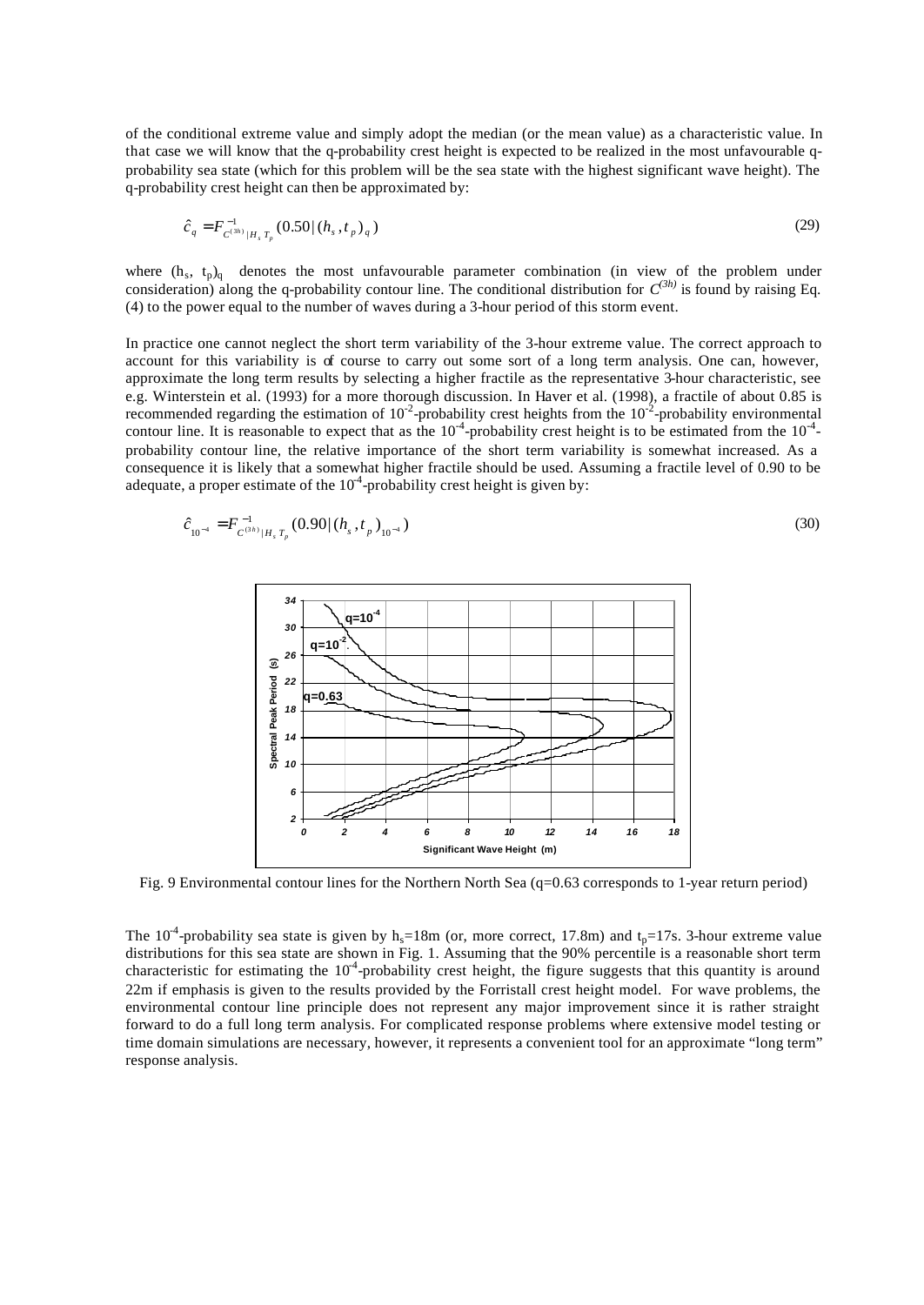of the conditional extreme value and simply adopt the median (or the mean value) as a characteristic value. In that case we will know that the q-probability crest height is expected to be realized in the most unfavourable q-probability sea state (which for this problem will be the sea state with the highest significant wave height). The q-probability crest height can then be approximated by:

$$\hat{c}_q = F^{-1}_{C^{(3h)}|H_s T_p}(0.50|(h_s, t_p)_q) \tag{29}$$

where $(h_s, t_p)_q$ denotes the most unfavourable parameter combination (in view of the problem under consideration) along the q-probability contour line. The conditional distribution for $C^{(3h)}$ is found by raising Eq. (4) to the power equal to the number of waves during a 3-hour period of this storm event.

In practice one cannot neglect the short term variability of the 3-hour extreme value. The correct approach to account for this variability is of course to carry out some sort of a long term analysis. One can, however, approximate the long term results by selecting a higher fractile as the representative 3-hour characteristic, see e.g. Winterstein et al. (1993) for a more thorough discussion. In Haver et al. (1998), a fractile of about 0.85 is recommended regarding the estimation of $10^{-2}$-probability crest heights from the $10^{-2}$-probability environmental contour line. It is reasonable to expect that as the $10^{-4}$-probability crest height is to be estimated from the $10^{-4}$-probability contour line, the relative importance of the short term variability is somewhat increased. As a consequence it is likely that a somewhat higher fractile should be used. Assuming a fractile level of 0.90 to be adequate, a proper estimate of the $10^{-4}$-probability crest height is given by:

$$\hat{c}_{10^{-4}} = F^{-1}_{C^{(3h)}|H_s T_p}(0.90|(h_s, t_p)_{10^{-4}}) \tag{30}$$

q=10^-4
q=10^-2
q=0.63
Spectral Peak Period (s)
Significant Wave Height (m)
2 6 10 14 18 22 26 30 34
0 2 4 6 8 10 12 14 16 18

Fig. 9 Environmental contour lines for the Northern North Sea (q=0.63 corresponds to 1-year return period)

The $10^{-4}$-probability sea state is given by $h_s$=18m (or, more correct, 17.8m) and $t_p$=17s. 3-hour extreme value distributions for this sea state are shown in Fig. 1. Assuming that the 90% percentile is a reasonable short term characteristic for estimating the $10^{-4}$-probability crest height, the figure suggests that this quantity is around 22m if emphasis is given to the results provided by the Forristall crest height model. For wave problems, the environmental contour line principle does not represent any major improvement since it is rather straight forward to do a full long term analysis. For complicated response problems where extensive model testing or time domain simulations are necessary, however, it represents a convenient tool for an approximate "long term" response analysis.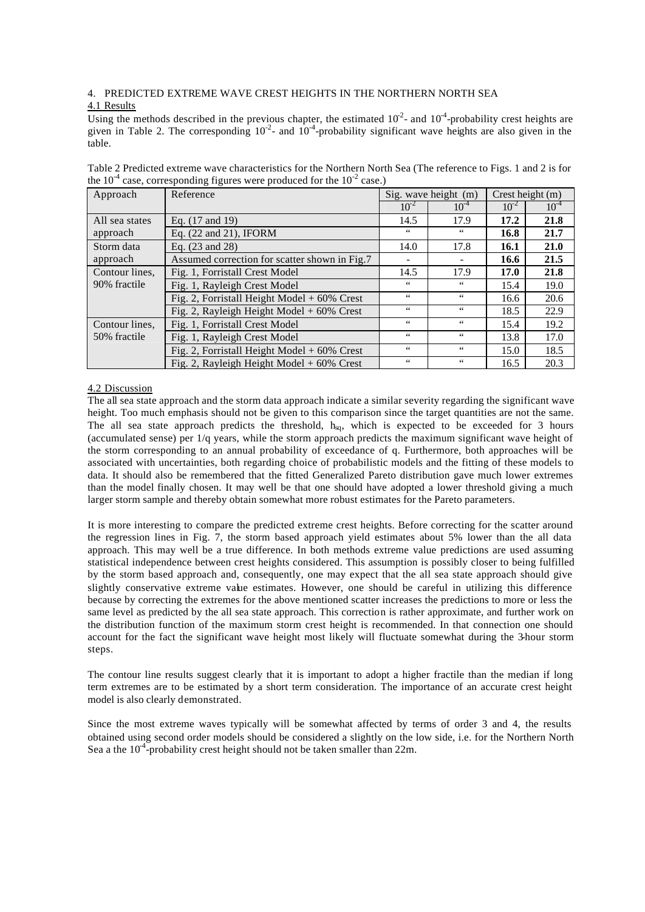## 4. PREDICTED EXTREME WAVE CREST HEIGHTS IN THE NORTHERN NORTH SEA

### 4.1 Results

Using the methods described in the previous chapter, the estimated $10^{-2}$- and $10^{-4}$-probability crest heights are given in Table 2. The corresponding $10^{-2}$- and $10^{-4}$-probability significant wave heights are also given in the table.

Table 2 Predicted extreme wave characteristics for the Northern North Sea (The reference to Figs. 1 and 2 is for the $10^{-4}$ case, corresponding figures were produced for the $10^{-2}$ case.)

| Approach | Reference | Sig. wave height (m) | | Crest height (m) | |
|---|---|---|---|---|---|
| | | $10^{-2}$ | $10^{-4}$ | $10^{-2}$ | $10^{-4}$ |
| All sea states approach | Eq. (17 and 19) | 14.5 | 17.9 | **17.2** | **21.8** |
| | Eq. (22 and 21), IFORM | " | " | **16.8** | **21.7** |
| Storm data approach | Eq. (23 and 28) | 14.0 | 17.8 | **16.1** | **21.0** |
| | Assumed correction for scatter shown in Fig.7 | - | - | **16.6** | **21.5** |
| Contour lines, 90% fractile | Fig. 1, Forristall Crest Model | 14.5 | 17.9 | **17.0** | **21.8** |
| | Fig. 1, Rayleigh Crest Model | " | " | 15.4 | 19.0 |
| | Fig. 2, Forristall Height Model + 60% Crest | " | " | 16.6 | 20.6 |
| | Fig. 2, Rayleigh Height Model + 60% Crest | " | " | 18.5 | 22.9 |
| Contour lines, 50% fractile | Fig. 1, Forristall Crest Model | " | " | 15.4 | 19.2 |
| | Fig. 1, Rayleigh Crest Model | " | " | 13.8 | 17.0 |
| | Fig. 2, Forristall Height Model + 60% Crest | " | " | 15.0 | 18.5 |
| | Fig. 2, Rayleigh Height Model + 60% Crest | " | " | 16.5 | 20.3 |

### 4.2 Discussion

The all sea state approach and the storm data approach indicate a similar severity regarding the significant wave height. Too much emphasis should not be given to this comparison since the target quantities are not the same. The all sea state approach predicts the threshold, $h_{sq}$, which is expected to be exceeded for 3 hours (accumulated sense) per 1/q years, while the storm approach predicts the maximum significant wave height of the storm corresponding to an annual probability of exceedance of q. Furthermore, both approaches will be associated with uncertainties, both regarding choice of probabilistic models and the fitting of these models to data. It should also be remembered that the fitted Generalized Pareto distribution gave much lower extremes than the model finally chosen. It may well be that one should have adopted a lower threshold giving a much larger storm sample and thereby obtain somewhat more robust estimates for the Pareto parameters.

It is more interesting to compare the predicted extreme crest heights. Before correcting for the scatter around the regression lines in Fig. 7, the storm based approach yield estimates about 5% lower than the all data approach. This may well be a true difference. In both methods extreme value predictions are used assuming statistical independence between crest heights considered. This assumption is possibly closer to being fulfilled by the storm based approach and, consequently, one may expect that the all sea state approach should give slightly conservative extreme value estimates. However, one should be careful in utilizing this difference because by correcting the extremes for the above mentioned scatter increases the predictions to more or less the same level as predicted by the all sea state approach. This correction is rather approximate, and further work on the distribution function of the maximum storm crest height is recommended. In that connection one should account for the fact the significant wave height most likely will fluctuate somewhat during the 3-hour storm steps.

The contour line results suggest clearly that it is important to adopt a higher fractile than the median if long term extremes are to be estimated by a short term consideration. The importance of an accurate crest height model is also clearly demonstrated.

Since the most extreme waves typically will be somewhat affected by terms of order 3 and 4, the results obtained using second order models should be considered a slightly on the low side, i.e. for the Northern North Sea a the $10^{-4}$-probability crest height should not be taken smaller than 22m.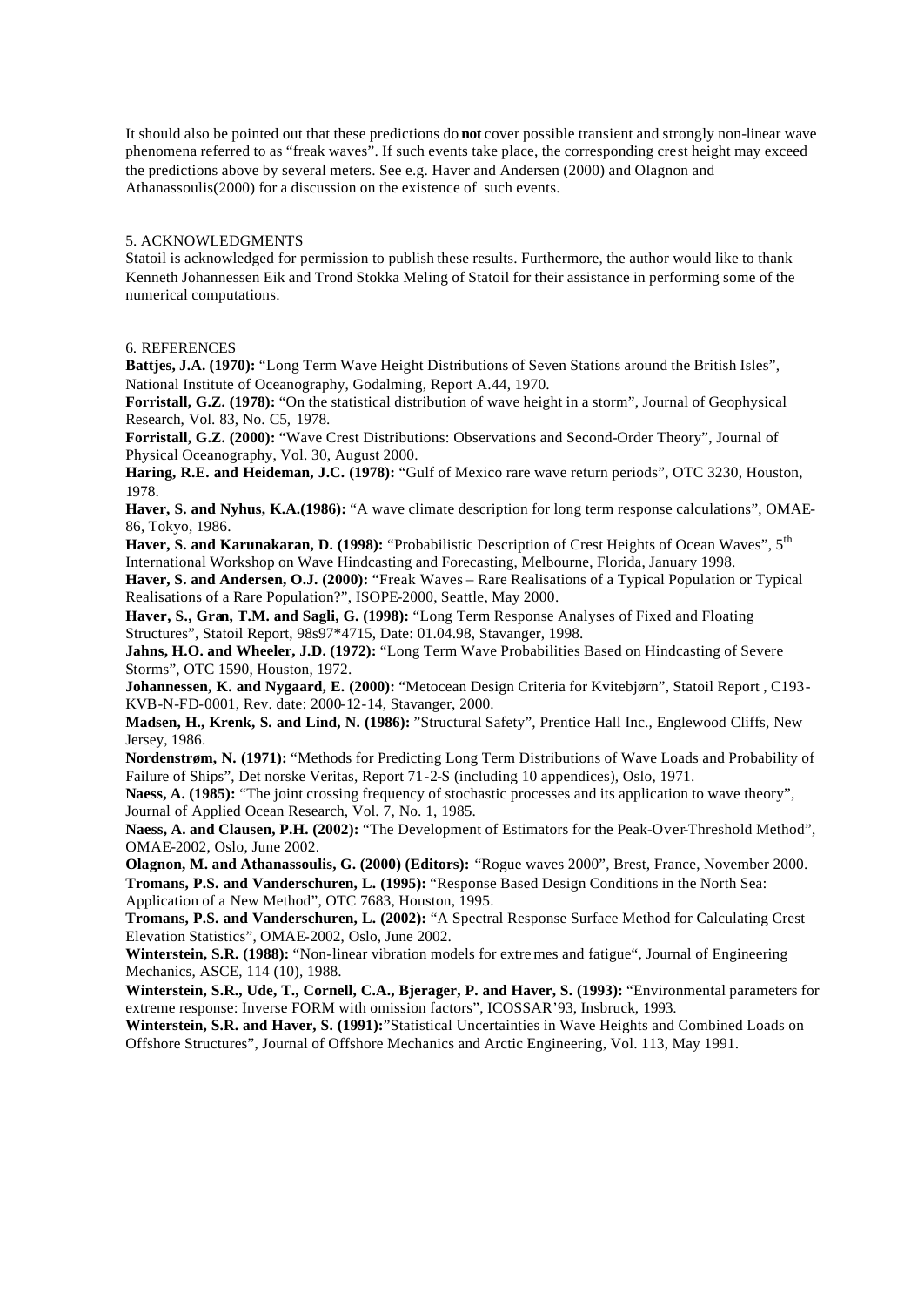It should also be pointed out that these predictions do **not** cover possible transient and strongly non-linear wave phenomena referred to as "freak waves". If such events take place, the corresponding crest height may exceed the predictions above by several meters. See e.g. Haver and Andersen (2000) and Olagnon and Athanassoulis(2000) for a discussion on the existence of such events.

## 5. ACKNOWLEDGMENTS

Statoil is acknowledged for permission to publish these results. Furthermore, the author would like to thank Kenneth Johannessen Eik and Trond Stokka Meling of Statoil for their assistance in performing some of the numerical computations.

## 6. REFERENCES

**Battjes, J.A. (1970):** "Long Term Wave Height Distributions of Seven Stations around the British Isles", National Institute of Oceanography, Godalming, Report A.44, 1970.

**Forristall, G.Z. (1978):** "On the statistical distribution of wave height in a storm", Journal of Geophysical Research, Vol. 83, No. C5, 1978.

**Forristall, G.Z. (2000):** "Wave Crest Distributions: Observations and Second-Order Theory", Journal of Physical Oceanography, Vol. 30, August 2000.

**Haring, R.E. and Heideman, J.C. (1978):** "Gulf of Mexico rare wave return periods", OTC 3230, Houston, 1978.

**Haver, S. and Nyhus, K.A.(1986):** "A wave climate description for long term response calculations", OMAE-86, Tokyo, 1986.

**Haver, S. and Karunakaran, D. (1998):** "Probabilistic Description of Crest Heights of Ocean Waves", 5th International Workshop on Wave Hindcasting and Forecasting, Melbourne, Florida, January 1998.

**Haver, S. and Andersen, O.J. (2000):** "Freak Waves – Rare Realisations of a Typical Population or Typical Realisations of a Rare Population?", ISOPE-2000, Seattle, May 2000.

**Haver, S., Gran, T.M. and Sagli, G. (1998):** "Long Term Response Analyses of Fixed and Floating Structures", Statoil Report, 98s97*4715, Date: 01.04.98, Stavanger, 1998.

**Jahns, H.O. and Wheeler, J.D. (1972):** "Long Term Wave Probabilities Based on Hindcasting of Severe Storms", OTC 1590, Houston, 1972.

**Johannessen, K. and Nygaard, E. (2000):** "Metocean Design Criteria for Kvitebjørn", Statoil Report , C193-KVB-N-FD-0001, Rev. date: 2000-12-14, Stavanger, 2000.

**Madsen, H., Krenk, S. and Lind, N. (1986):** "Structural Safety", Prentice Hall Inc., Englewood Cliffs, New Jersey, 1986.

**Nordenstrøm, N. (1971):** "Methods for Predicting Long Term Distributions of Wave Loads and Probability of Failure of Ships", Det norske Veritas, Report 71-2-S (including 10 appendices), Oslo, 1971.

**Naess, A. (1985):** "The joint crossing frequency of stochastic processes and its application to wave theory", Journal of Applied Ocean Research, Vol. 7, No. 1, 1985.

**Naess, A. and Clausen, P.H. (2002):** "The Development of Estimators for the Peak-Over-Threshold Method", OMAE-2002, Oslo, June 2002.

**Olagnon, M. and Athanassoulis, G. (2000) (Editors):** "Rogue waves 2000", Brest, France, November 2000.

**Tromans, P.S. and Vanderschuren, L. (1995):** "Response Based Design Conditions in the North Sea: Application of a New Method", OTC 7683, Houston, 1995.

**Tromans, P.S. and Vanderschuren, L. (2002):** "A Spectral Response Surface Method for Calculating Crest Elevation Statistics", OMAE-2002, Oslo, June 2002.

**Winterstein, S.R. (1988):** "Non-linear vibration models for extremes and fatigue", Journal of Engineering Mechanics, ASCE, 114 (10), 1988.

**Winterstein, S.R., Ude, T., Cornell, C.A., Bjerager, P. and Haver, S. (1993):** "Environmental parameters for extreme response: Inverse FORM with omission factors", ICOSSAR'93, Insbruck, 1993.

**Winterstein, S.R. and Haver, S. (1991):** "Statistical Uncertainties in Wave Heights and Combined Loads on Offshore Structures", Journal of Offshore Mechanics and Arctic Engineering, Vol. 113, May 1991.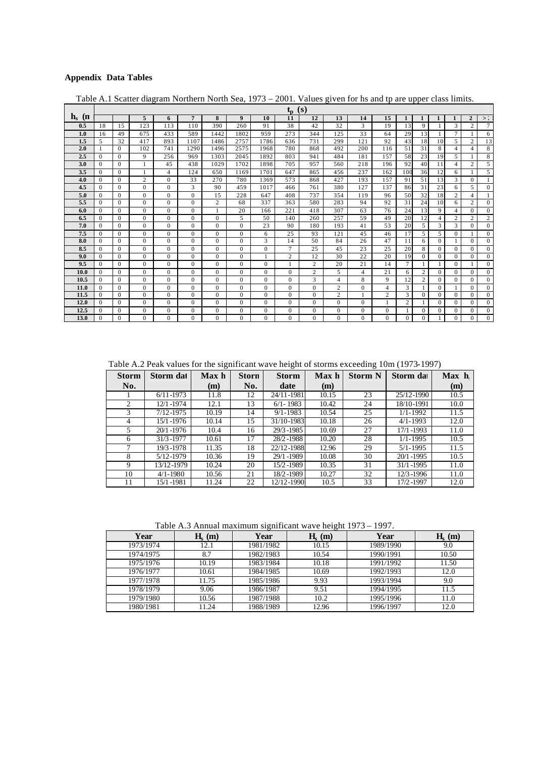## Appendix Data Tables

Table A.1 Scatter diagram Northern North Sea, 1973 – 2001. Values given for hs and tp are upper class limits.

| $h_s$ (m | $t_p$ (s) | | | | | | | | | | | | | | | | | | |
|---|---|---|---|---|---|---|---|---|---|---|---|---|---|---|---|---|---|---|---|
| | | | 5 | 6 | 7 | 8 | 9 | 10 | 11 | 12 | 13 | 14 | 15 | 1 | 1 | 1 | 1 | 2 | > |
| 0.5 | 18 | 15 | 123 | 113 | 110 | 390 | 260 | 91 | 38 | 42 | 32 | 3 | 19 | 13 | 9 | 1 | 3 | 2 | 7 |
| 1.0 | 16 | 49 | 675 | 433 | 589 | 1442 | 1802 | 959 | 273 | 344 | 125 | 33 | 64 | 29 | 13 | 1 | 7 | 1 | 6 |
| 1.5 | 5 | 32 | 417 | 893 | 1107 | 1486 | 2757 | 1786 | 636 | 731 | 299 | 121 | 92 | 43 | 18 | 10 | 5 | 2 | 13 |
| 2.0 | 1 | 0 | 102 | 741 | 1290 | 1496 | 2575 | 1968 | 780 | 868 | 492 | 200 | 116 | 51 | 31 | 8 | 4 | 4 | 8 |
| 2.5 | 0 | 0 | 9 | 256 | 969 | 1303 | 2045 | 1892 | 803 | 941 | 484 | 181 | 157 | 58 | 23 | 19 | 5 | 1 | 8 |
| 3.0 | 0 | 0 | 1 | 45 | 438 | 1029 | 1702 | 1898 | 705 | 957 | 560 | 218 | 196 | 92 | 40 | 11 | 4 | 2 | 5 |
| 3.5 | 0 | 0 | 1 | 4 | 124 | 650 | 1169 | 1701 | 647 | 865 | 456 | 237 | 162 | 100 | 36 | 12 | 6 | 1 | 5 |
| 4.0 | 0 | 0 | 2 | 0 | 33 | 270 | 780 | 1369 | 573 | 868 | 427 | 193 | 157 | 91 | 51 | 13 | 3 | 0 | 1 |
| 4.5 | 0 | 0 | 0 | 0 | 3 | 90 | 459 | 1017 | 466 | 761 | 380 | 127 | 137 | 86 | 31 | 23 | 6 | 5 | 0 |
| 5.0 | 0 | 0 | 0 | 0 | 0 | 15 | 228 | 647 | 408 | 737 | 354 | 119 | 96 | 50 | 32 | 18 | 2 | 4 | 1 |
| 5.5 | 0 | 0 | 0 | 0 | 0 | 2 | 68 | 337 | 363 | 580 | 283 | 94 | 92 | 31 | 24 | 10 | 6 | 2 | 0 |
| 6.0 | 0 | 0 | 0 | 0 | 0 | 1 | 20 | 166 | 221 | 418 | 307 | 63 | 76 | 24 | 13 | 9 | 4 | 0 | 0 |
| 6.5 | 0 | 0 | 0 | 0 | 0 | 0 | 5 | 50 | 140 | 260 | 257 | 59 | 49 | 20 | 12 | 4 | 2 | 2 | 2 |
| 7.0 | 0 | 0 | 0 | 0 | 0 | 0 | 0 | 23 | 90 | 180 | 193 | 41 | 53 | 20 | 5 | 3 | 3 | 0 | 0 |
| 7.5 | 0 | 0 | 0 | 0 | 0 | 0 | 0 | 6 | 25 | 93 | 121 | 45 | 46 | 17 | 5 | 5 | 0 | 1 | 0 |
| 8.0 | 0 | 0 | 0 | 0 | 0 | 0 | 0 | 3 | 14 | 50 | 84 | 26 | 47 | 11 | 6 | 0 | 1 | 0 | 0 |
| 8.5 | 0 | 0 | 0 | 0 | 0 | 0 | 0 | 0 | 7 | 25 | 45 | 23 | 25 | 20 | 8 | 0 | 0 | 0 | 0 |
| 9.0 | 0 | 0 | 0 | 0 | 0 | 0 | 0 | 1 | 2 | 12 | 30 | 22 | 20 | 19 | 0 | 0 | 0 | 0 | 0 |
| 9.5 | 0 | 0 | 0 | 0 | 0 | 0 | 0 | 0 | 1 | 2 | 20 | 21 | 14 | 7 | 1 | 1 | 0 | 1 | 0 |
| 10.0 | 0 | 0 | 0 | 0 | 0 | 0 | 0 | 0 | 0 | 2 | 5 | 4 | 21 | 6 | 2 | 0 | 0 | 0 | 0 |
| 10.5 | 0 | 0 | 0 | 0 | 0 | 0 | 0 | 0 | 0 | 3 | 4 | 8 | 9 | 12 | 2 | 0 | 0 | 0 | 0 |
| 11.0 | 0 | 0 | 0 | 0 | 0 | 0 | 0 | 0 | 0 | 0 | 2 | 0 | 4 | 3 | 1 | 0 | 1 | 0 | 0 |
| 11.5 | 0 | 0 | 0 | 0 | 0 | 0 | 0 | 0 | 0 | 0 | 2 | 1 | 2 | 3 | 0 | 0 | 0 | 0 | 0 |
| 12.0 | 0 | 0 | 0 | 0 | 0 | 0 | 0 | 0 | 0 | 0 | 0 | 0 | 1 | 2 | 1 | 0 | 0 | 0 | 0 |
| 12.5 | 0 | 0 | 0 | 0 | 0 | 0 | 0 | 0 | 0 | 0 | 0 | 0 | 0 | 1 | 0 | 0 | 0 | 0 | 0 |
| 13.0 | 0 | 0 | 0 | 0 | 0 | 0 | 0 | 0 | 0 | 0 | 0 | 0 | 0 | 0 | 0 | 1 | 0 | 0 | 0 |

Table A.2 Peak values for the significant wave height of storms exceeding 10m (1973-1997)

| Storm No. | Storm dat | Max h (m) | Storn No. | Storm date | Max h (m) | Storm N | Storm dat | Max $h_s$ (m) |
|---|---|---|---|---|---|---|---|---|
| 1 | 6/11-1973 | 11.8 | 12 | 24/11-1981 | 10.15 | 23 | 25/12-1990 | 10.5 |
| 2 | 12/1-1974 | 12.1 | 13 | 6/1- 1983 | 10.42 | 24 | 18/10-1991 | 10.0 |
| 3 | 7/12-1975 | 10.19 | 14 | 9/1-1983 | 10.54 | 25 | 1/1-1992 | 11.5 |
| 4 | 15/1-1976 | 10.14 | 15 | 31/10-1983 | 10.18 | 26 | 4/1-1993 | 12.0 |
| 5 | 20/1-1976 | 10.4 | 16 | 29/3-1985 | 10.69 | 27 | 17/1-1993 | 11.0 |
| 6 | 31/3-1977 | 10.61 | 17 | 28/2-1988 | 10.20 | 28 | 1/1-1995 | 10.5 |
| 7 | 19/3-1978 | 11.35 | 18 | 22/12-1988 | 12.96 | 29 | 5/1-1995 | 11.5 |
| 8 | 5/12-1979 | 10.36 | 19 | 29/1-1989 | 10.08 | 30 | 20/1-1995 | 10.5 |
| 9 | 13/12-1979 | 10.24 | 20 | 15/2-1989 | 10.35 | 31 | 31/1-1995 | 11.0 |
| 10 | 4/1-1980 | 10.56 | 21 | 18/2-1989 | 10.27 | 32 | 12/3-1996 | 11.0 |
| 11 | 15/1-1981 | 11.24 | 22 | 12/12-1990 | 10.5 | 33 | 17/2-1997 | 12.0 |

Table A.3 Annual maximum significant wave height 1973 – 1997.

| Year | $H_s$ (m) | Year | $H_s$ (m) | Year | $H_s$ (m) |
|---|---|---|---|---|---|
| 1973/1974 | 12.1 | 1981/1982 | 10.15 | 1989/1990 | 9.0 |
| 1974/1975 | 8.7 | 1982/1983 | 10.54 | 1990/1991 | 10.50 |
| 1975/1976 | 10.19 | 1983/1984 | 10.18 | 1991/1992 | 11.50 |
| 1976/1977 | 10.61 | 1984/1985 | 10.69 | 1992/1993 | 12.0 |
| 1977/1978 | 11.75 | 1985/1986 | 9.93 | 1993/1994 | 9.0 |
| 1978/1979 | 9.06 | 1986/1987 | 9.51 | 1994/1995 | 11.5 |
| 1979/1980 | 10.56 | 1987/1988 | 10.2 | 1995/1996 | 11.0 |
| 1980/1981 | 11.24 | 1988/1989 | 12.96 | 1996/1997 | 12.0 |